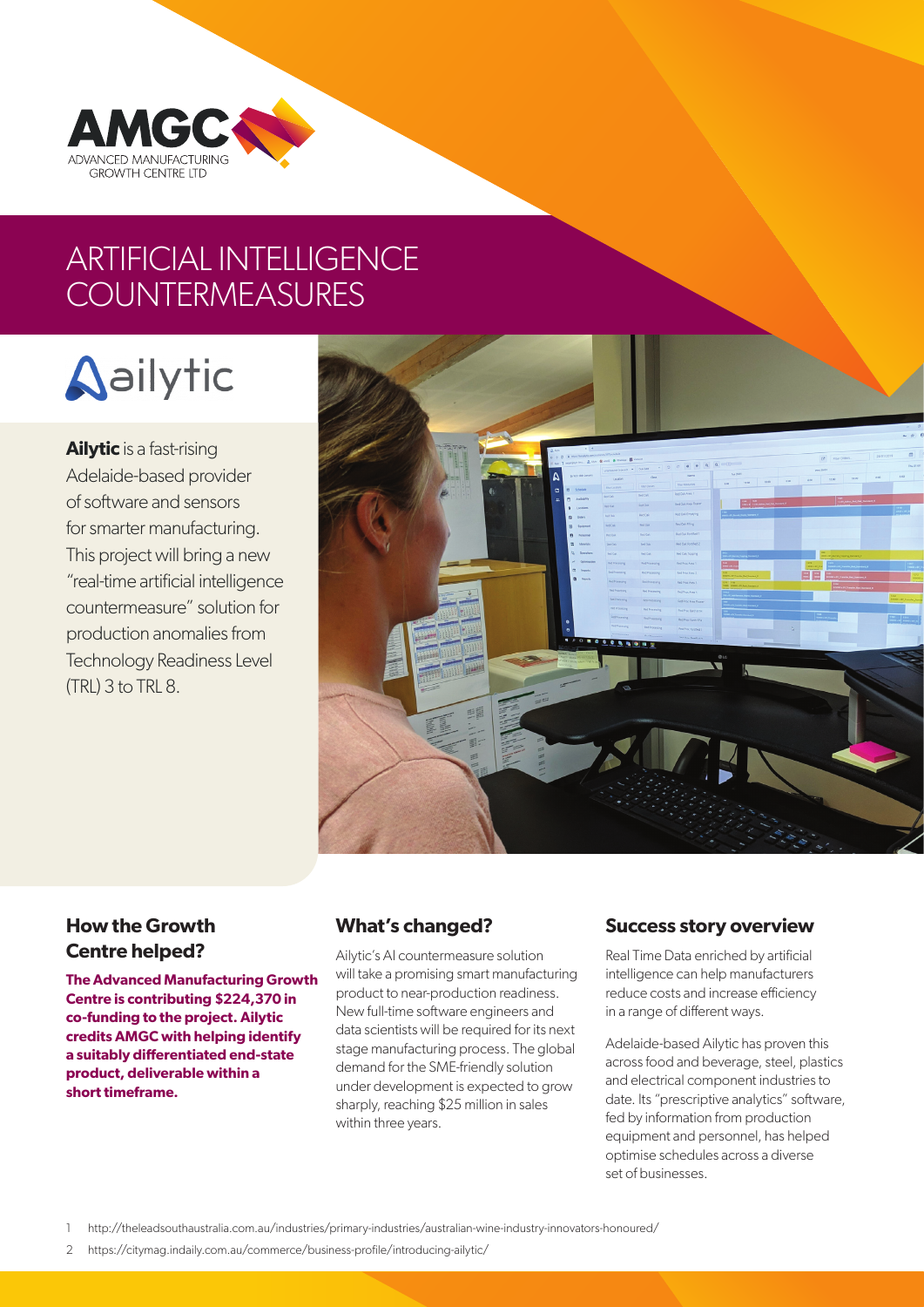AMGC
ADVANCED MANUFACTURING GROWTH CENTRE LTD

# ARTIFICIAL INTELLIGENCE COUNTERMEASURES

ailytic

**Ailytic** is a fast-rising Adelaide-based provider of software and sensors for smarter manufacturing. This project will bring a new "real-time artificial intelligence countermeasure" solution for production anomalies from Technology Readiness Level (TRL) 3 to TRL 8.

## How the Growth Centre helped?

**The Advanced Manufacturing Growth Centre is contributing $224,370 in co-funding to the project. Ailytic credits AMGC with helping identify a suitably differentiated end-state product, deliverable within a short timeframe.**

## What's changed?

Ailytic's AI countermeasure solution will take a promising smart manufacturing product to near-production readiness. New full-time software engineers and data scientists will be required for its next stage manufacturing process. The global demand for the SME-friendly solution under development is expected to grow sharply, reaching $25 million in sales within three years.

## Success story overview

Real Time Data enriched by artificial intelligence can help manufacturers reduce costs and increase efficiency in a range of different ways.

Adelaide-based Ailytic has proven this across food and beverage, steel, plastics and electrical component industries to date. Its "prescriptive analytics" software, fed by information from production equipment and personnel, has helped optimise schedules across a diverse set of businesses.

1 http://theleadsouthaustralia.com.au/industries/primary-industries/australian-wine-industry-innovators-honoured/

2 https://citymag.indaily.com.au/commerce/business-profile/introducing-ailytic/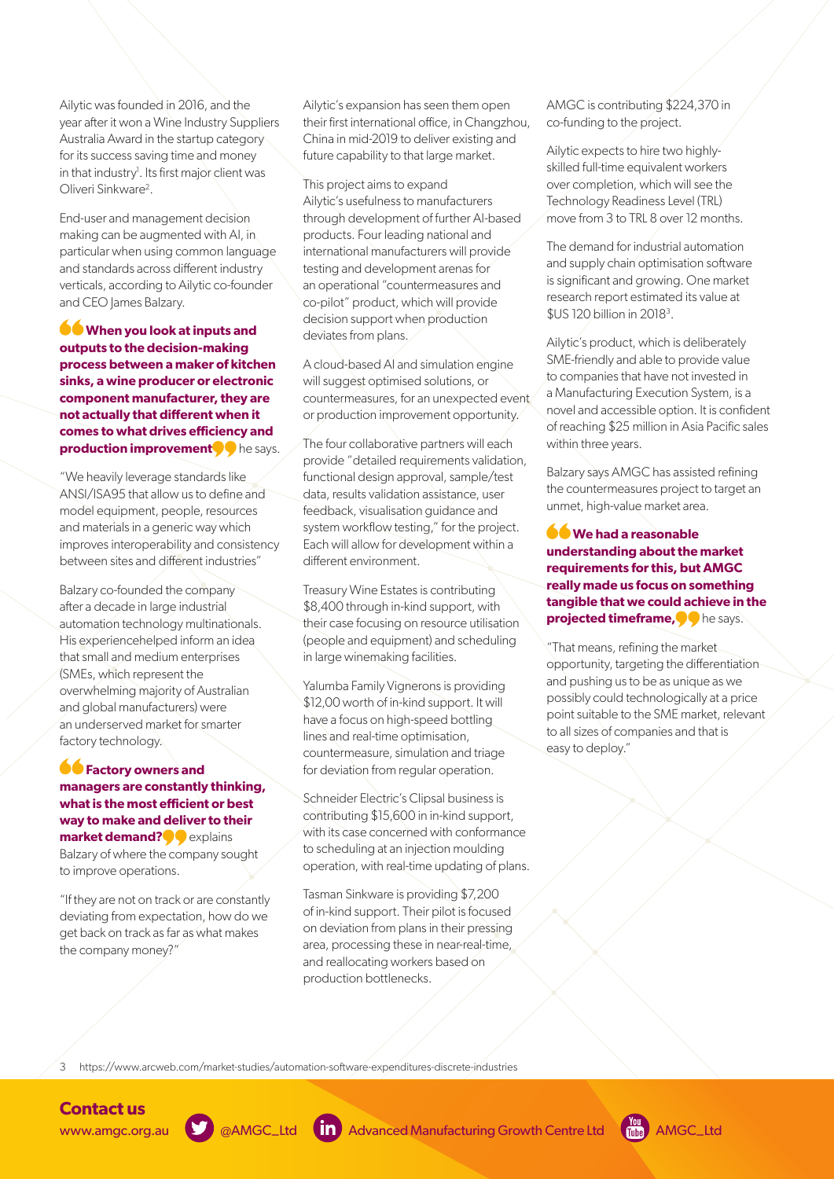Ailytic was founded in 2016, and the year after it won a Wine Industry Suppliers Australia Award in the startup category for its success saving time and money in that industry[1]. Its first major client was Oliveri Sinkware[2].

End-user and management decision making can be augmented with AI, in particular when using common language and standards across different industry verticals, according to Ailytic co-founder and CEO James Balzary.

**"When you look at inputs and outputs to the decision-making process between a maker of kitchen sinks, a wine producer or electronic component manufacturer, they are not actually that different when it comes to what drives efficiency and production improvement"** he says.

"We heavily leverage standards like ANSI/ISA95 that allow us to define and model equipment, people, resources and materials in a generic way which improves interoperability and consistency between sites and different industries"

Balzary co-founded the company after a decade in large industrial automation technology multinationals. His experiencehelped inform an idea that small and medium enterprises (SMEs, which represent the overwhelming majority of Australian and global manufacturers) were an underserved market for smarter factory technology.

**"Factory owners and managers are constantly thinking, what is the most efficient or best way to make and deliver to their market demand?"** explains Balzary of where the company sought to improve operations.

"If they are not on track or are constantly deviating from expectation, how do we get back on track as far as what makes the company money?"

Ailytic's expansion has seen them open their first international office, in Changzhou, China in mid-2019 to deliver existing and future capability to that large market.

This project aims to expand Ailytic's usefulness to manufacturers through development of further AI-based products. Four leading national and international manufacturers will provide testing and development arenas for an operational "countermeasures and co-pilot" product, which will provide decision support when production deviates from plans.

A cloud-based AI and simulation engine will suggest optimised solutions, or countermeasures, for an unexpected event or production improvement opportunity.

The four collaborative partners will each provide "detailed requirements validation, functional design approval, sample/test data, results validation assistance, user feedback, visualisation guidance and system workflow testing," for the project. Each will allow for development within a different environment.

Treasury Wine Estates is contributing $8,400 through in-kind support, with their case focusing on resource utilisation (people and equipment) and scheduling in large winemaking facilities.

Yalumba Family Vignerons is providing $12,00 worth of in-kind support. It will have a focus on high-speed bottling lines and real-time optimisation, countermeasure, simulation and triage for deviation from regular operation.

Schneider Electric's Clipsal business is contributing $15,600 in in-kind support, with its case concerned with conformance to scheduling at an injection moulding operation, with real-time updating of plans.

Tasman Sinkware is providing $7,200 of in-kind support. Their pilot is focused on deviation from plans in their pressing area, processing these in near-real-time, and reallocating workers based on production bottlenecks.

AMGC is contributing $224,370 in co-funding to the project.

Ailytic expects to hire two highly-skilled full-time equivalent workers over completion, which will see the Technology Readiness Level (TRL) move from 3 to TRL 8 over 12 months.

The demand for industrial automation and supply chain optimisation software is significant and growing. One market research report estimated its value at $US 120 billion in 2018[3].

Ailytic's product, which is deliberately SME-friendly and able to provide value to companies that have not invested in a Manufacturing Execution System, is a novel and accessible option. It is confident of reaching $25 million in Asia Pacific sales within three years.

Balzary says AMGC has assisted refining the countermeasures project to target an unmet, high-value market area.

**"We had a reasonable understanding about the market requirements for this, but AMGC really made us focus on something tangible that we could achieve in the projected timeframe,"** he says.

"That means, refining the market opportunity, targeting the differentiation and pushing us to be as unique as we possibly could technologically at a price point suitable to the SME market, relevant to all sizes of companies and that is easy to deploy."

3 https://www.arcweb.com/market-studies/automation-software-expenditures-discrete-industries

**Contact us**

www.amgc.org.au | @AMGC_Ltd | Advanced Manufacturing Growth Centre Ltd | AMGC_Ltd